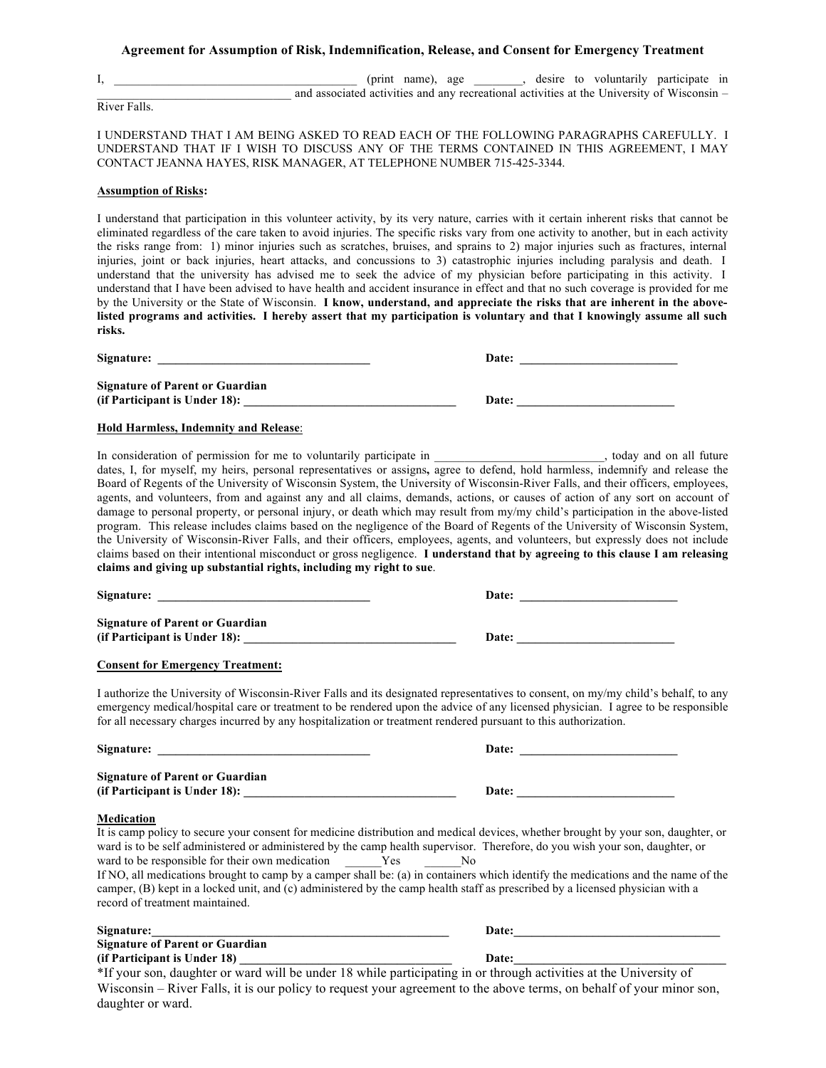## Agreement for Assumption of Risk, Indemnification, Release, and Consent for Emergency Treatment

I, ________________________________________ (print name), age ________, desire to voluntarily participate in ________________________________ and associated activities and any recreational activities at the University of Wisconsin – River Falls.

I UNDERSTAND THAT I AM BEING ASKED TO READ EACH OF THE FOLLOWING PARAGRAPHS CAREFULLY. I UNDERSTAND THAT IF I WISH TO DISCUSS ANY OF THE TERMS CONTAINED IN THIS AGREEMENT, I MAY CONTACT JEANNA HAYES, RISK MANAGER, AT TELEPHONE NUMBER 715-425-3344.

**Assumption of Risks:**

I understand that participation in this volunteer activity, by its very nature, carries with it certain inherent risks that cannot be eliminated regardless of the care taken to avoid injuries. The specific risks vary from one activity to another, but in each activity the risks range from: 1) minor injuries such as scratches, bruises, and sprains to 2) major injuries such as fractures, internal injuries, joint or back injuries, heart attacks, and concussions to 3) catastrophic injuries including paralysis and death. I understand that the university has advised me to seek the advice of my physician before participating in this activity. I understand that I have been advised to have health and accident insurance in effect and that no such coverage is provided for me by the University or the State of Wisconsin. **I know, understand, and appreciate the risks that are inherent in the above-listed programs and activities. I hereby assert that my participation is voluntary and that I knowingly assume all such risks.**

**Signature:** ___________________________________ **Date:** __________________________

**Signature of Parent or Guardian (if Participant is Under 18):** ___________________________________ **Date:** __________________________

**Hold Harmless, Indemnity and Release:**

In consideration of permission for me to voluntarily participate in ___________________________, today and on all future dates, I, for myself, my heirs, personal representatives or assigns**,** agree to defend, hold harmless, indemnify and release the Board of Regents of the University of Wisconsin System, the University of Wisconsin-River Falls, and their officers, employees, agents, and volunteers, from and against any and all claims, demands, actions, or causes of action of any sort on account of damage to personal property, or personal injury, or death which may result from my/my child's participation in the above-listed program. This release includes claims based on the negligence of the Board of Regents of the University of Wisconsin System, the University of Wisconsin-River Falls, and their officers, employees, agents, and volunteers, but expressly does not include claims based on their intentional misconduct or gross negligence. **I understand that by agreeing to this clause I am releasing claims and giving up substantial rights, including my right to sue**.

**Signature:** ___________________________________ **Date:** __________________________

**Signature of Parent or Guardian (if Participant is Under 18):** ___________________________________ **Date:** __________________________

**Consent for Emergency Treatment:**

I authorize the University of Wisconsin-River Falls and its designated representatives to consent, on my/my child's behalf, to any emergency medical/hospital care or treatment to be rendered upon the advice of any licensed physician. I agree to be responsible for all necessary charges incurred by any hospitalization or treatment rendered pursuant to this authorization.

**Signature:** ___________________________________ **Date:** __________________________

**Signature of Parent or Guardian (if Participant is Under 18):** ___________________________________ **Date:** __________________________

**Medication**

It is camp policy to secure your consent for medicine distribution and medical devices, whether brought by your son, daughter, or ward is to be self administered or administered by the camp health supervisor. Therefore, do you wish your son, daughter, or ward to be responsible for their own medication ______Yes ______No

If NO, all medications brought to camp by a camper shall be: (a) in containers which identify the medications and the name of the camper, (B) kept in a locked unit, and (c) administered by the camp health staff as prescribed by a licensed physician with a record of treatment maintained.

**Signature:**__________________________________________________ **Date:**__________________________________

**Signature of Parent or Guardian (if Participant is Under 18)** ___________________________________ **Date:**__________________________________

*If your son, daughter or ward will be under 18 while participating in or through activities at the University of Wisconsin – River Falls, it is our policy to request your agreement to the above terms, on behalf of your minor son, daughter or ward.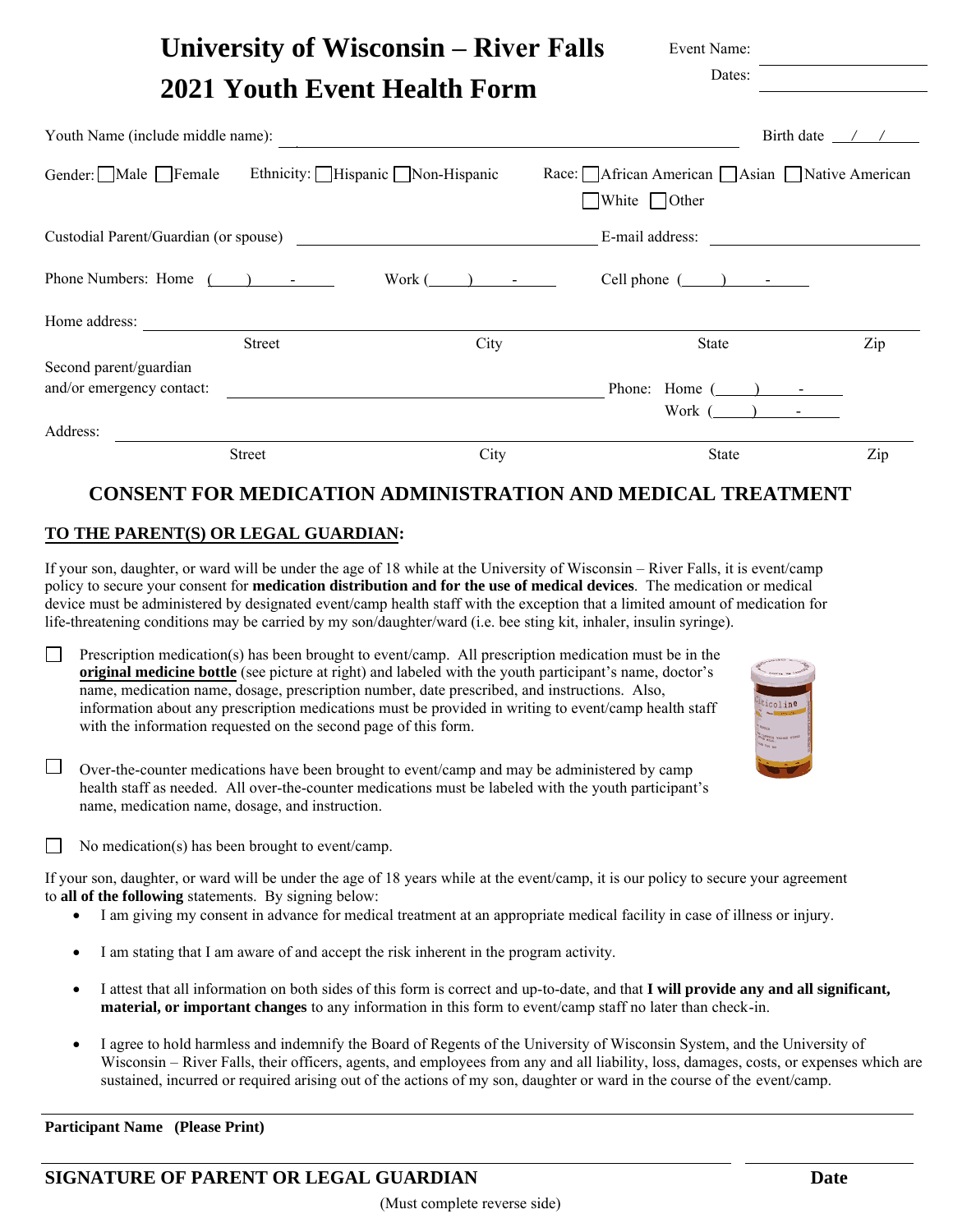# University of Wisconsin – River Falls
# 2021 Youth Event Health Form

Event Name: ____________________

Dates: ____________________

Youth Name (include middle name): ________________________________ Birth date ___/___/___

Gender: ☐ Male ☐ Female    Ethnicity: ☐ Hispanic ☐ Non-Hispanic    Race: ☐ African American ☐ Asian ☐ Native American ☐ White ☐ Other

Custodial Parent/Guardian (or spouse) ________________________________ E-mail address: ____________________

Phone Numbers: Home (____) ____-______    Work (____) ____-______    Cell phone (____) ____-______

Home address: ________________________________________________________________
Street    City    State    Zip

Second parent/guardian and/or emergency contact: ________________________________ Phone: Home (____) ____-______
Work (____) ____-______

Address: ________________________________________________________________
Street    City    State    Zip

## CONSENT FOR MEDICATION ADMINISTRATION AND MEDICAL TREATMENT

**TO THE PARENT(S) OR LEGAL GUARDIAN:**

If your son, daughter, or ward will be under the age of 18 while at the University of Wisconsin – River Falls, it is event/camp policy to secure your consent for **medication distribution and for the use of medical devices**. The medication or medical device must be administered by designated event/camp health staff with the exception that a limited amount of medication for life-threatening conditions may be carried by my son/daughter/ward (i.e. bee sting kit, inhaler, insulin syringe).

☐ Prescription medication(s) has been brought to event/camp. All prescription medication must be in the **original medicine bottle** (see picture at right) and labeled with the youth participant's name, doctor's name, medication name, dosage, prescription number, date prescribed, and instructions. Also, information about any prescription medications must be provided in writing to event/camp health staff with the information requested on the second page of this form.

☐ Over-the-counter medications have been brought to event/camp and may be administered by camp health staff as needed. All over-the-counter medications must be labeled with the youth participant's name, medication name, dosage, and instruction.

☐ No medication(s) has been brought to event/camp.

If your son, daughter, or ward will be under the age of 18 years while at the event/camp, it is our policy to secure your agreement to **all of the following** statements. By signing below:

- I am giving my consent in advance for medical treatment at an appropriate medical facility in case of illness or injury.
- I am stating that I am aware of and accept the risk inherent in the program activity.
- I attest that all information on both sides of this form is correct and up-to-date, and that **I will provide any and all significant, material, or important changes** to any information in this form to event/camp staff no later than check-in.
- I agree to hold harmless and indemnify the Board of Regents of the University of Wisconsin System, and the University of Wisconsin – River Falls, their officers, agents, and employees from any and all liability, loss, damages, costs, or expenses which are sustained, incurred or required arising out of the actions of my son, daughter or ward in the course of the event/camp.

________________________________________________________________
**Participant Name (Please Print)**

________________________________________________ ____________________
**SIGNATURE OF PARENT OR LEGAL GUARDIAN** **Date**

(Must complete reverse side)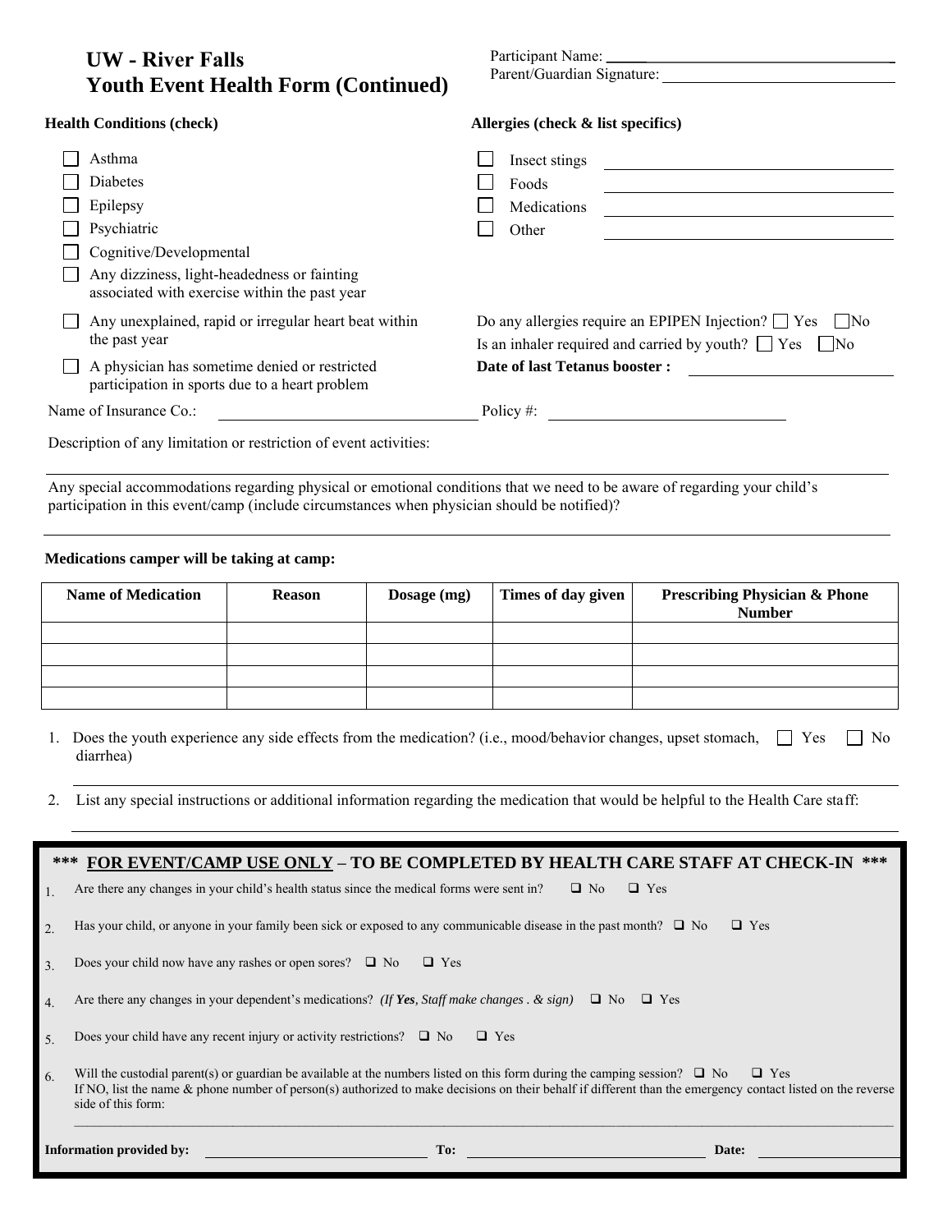# UW - River Falls
# Youth Event Health Form (Continued)

Participant Name: ______________________________

Parent/Guardian Signature: ______________________________

**Health Conditions (check)**

- ☐ Asthma
- ☐ Diabetes
- ☐ Epilepsy
- ☐ Psychiatric
- ☐ Cognitive/Developmental
- ☐ Any dizziness, light-headedness or fainting associated with exercise within the past year
- ☐ Any unexplained, rapid or irregular heart beat within the past year
- ☐ A physician has sometime denied or restricted participation in sports due to a heart problem

**Allergies (check & list specifics)**

- ☐ Insect stings ______________________________
- ☐ Foods ______________________________
- ☐ Medications ______________________________
- ☐ Other ______________________________

Do any allergies require an EPIPEN Injection? ☐ Yes ☐ No

Is an inhaler required and carried by youth? ☐ Yes ☐ No

**Date of last Tetanus booster :** ______________________________

Name of Insurance Co.: ______________________________ Policy #: ______________________________

Description of any limitation or restriction of event activities:

______________________________________________________________________

Any special accommodations regarding physical or emotional conditions that we need to be aware of regarding your child's participation in this event/camp (include circumstances when physician should be notified)?

______________________________________________________________________

**Medications camper will be taking at camp:**

| Name of Medication | Reason | Dosage (mg) | Times of day given | Prescribing Physician & Phone Number |
|---|---|---|---|---|
| | | | | |
| | | | | |
| | | | | |
| | | | | |

1. Does the youth experience any side effects from the medication? (i.e., mood/behavior changes, upset stomach, diarrhea) ☐ Yes ☐ No

   ______________________________________________________________________

2. List any special instructions or additional information regarding the medication that would be helpful to the Health Care staff:

   ______________________________________________________________________

**\*\*\* FOR EVENT/CAMP USE ONLY – TO BE COMPLETED BY HEALTH CARE STAFF AT CHECK-IN \*\*\***

1. Are there any changes in your child's health status since the medical forms were sent in? ☐ No ☐ Yes
2. Has your child, or anyone in your family been sick or exposed to any communicable disease in the past month? ☐ No ☐ Yes
3. Does your child now have any rashes or open sores? ☐ No ☐ Yes
4. Are there any changes in your dependent's medications? *(If **Yes**, Staff make changes . & sign)* ☐ No ☐ Yes
5. Does your child have any recent injury or activity restrictions? ☐ No ☐ Yes
6. Will the custodial parent(s) or guardian be available at the numbers listed on this form during the camping session? ☐ No ☐ Yes
   If NO, list the name & phone number of person(s) authorized to make decisions on their behalf if different than the emergency contact listed on the reverse side of this form:

   ______________________________________________________________________

**Information provided by:** ______________________________ **To:** ______________________________ **Date:** ______________